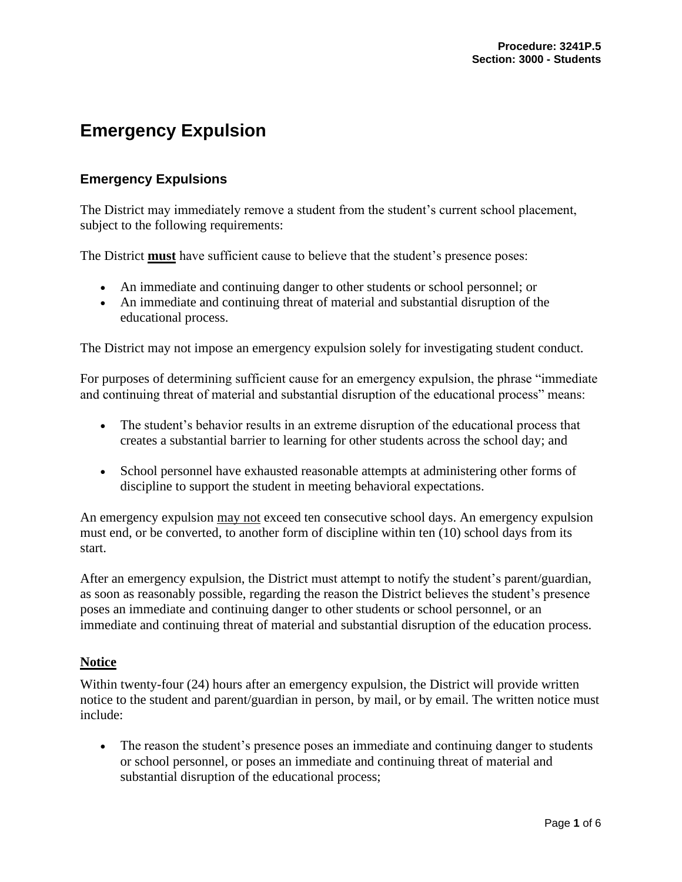# Emergency Expulsion

## Emergency Expulsions

The District may immediately remove a student from the student's current school placement, subject to the following requirements:

The District **must** have sufficient cause to believe that the student's presence poses:

- An immediate and continuing danger to other students or school personnel; or
- An immediate and continuing threat of material and substantial disruption of the educational process.

The District may not impose an emergency expulsion solely for investigating student conduct.

For purposes of determining sufficient cause for an emergency expulsion, the phrase "immediate and continuing threat of material and substantial disruption of the educational process" means:

- The student's behavior results in an extreme disruption of the educational process that creates a substantial barrier to learning for other students across the school day; and
- School personnel have exhausted reasonable attempts at administering other forms of discipline to support the student in meeting behavioral expectations.

An emergency expulsion may not exceed ten consecutive school days. An emergency expulsion must end, or be converted, to another form of discipline within ten (10) school days from its start.

After an emergency expulsion, the District must attempt to notify the student's parent/guardian, as soon as reasonably possible, regarding the reason the District believes the student's presence poses an immediate and continuing danger to other students or school personnel, or an immediate and continuing threat of material and substantial disruption of the education process.

### Notice

Within twenty-four (24) hours after an emergency expulsion, the District will provide written notice to the student and parent/guardian in person, by mail, or by email. The written notice must include:

- The reason the student's presence poses an immediate and continuing danger to students or school personnel, or poses an immediate and continuing threat of material and substantial disruption of the educational process;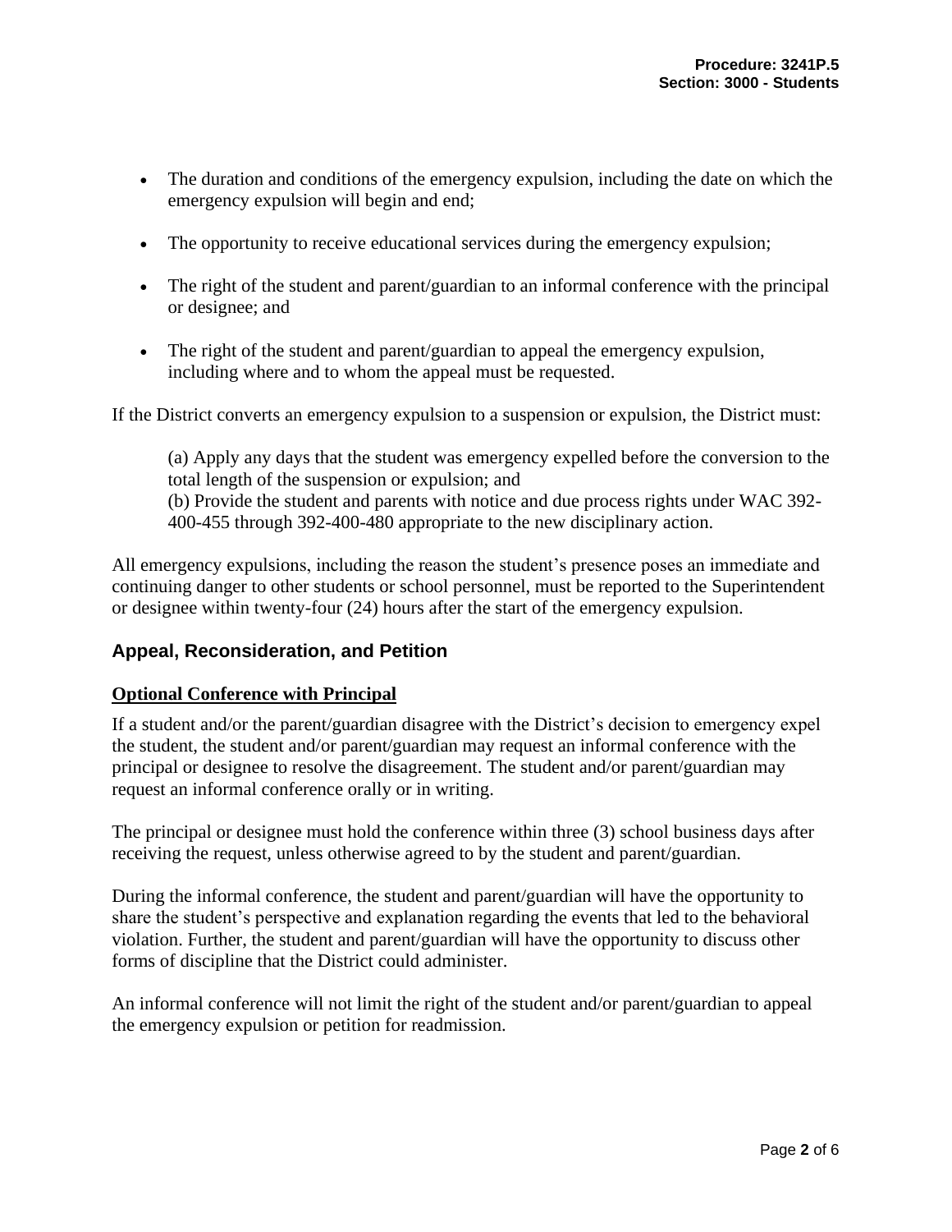- The duration and conditions of the emergency expulsion, including the date on which the emergency expulsion will begin and end;
- The opportunity to receive educational services during the emergency expulsion;
- The right of the student and parent/guardian to an informal conference with the principal or designee; and
- The right of the student and parent/guardian to appeal the emergency expulsion, including where and to whom the appeal must be requested.

If the District converts an emergency expulsion to a suspension or expulsion, the District must:

> (a) Apply any days that the student was emergency expelled before the conversion to the total length of the suspension or expulsion; and
> (b) Provide the student and parents with notice and due process rights under WAC 392-400-455 through 392-400-480 appropriate to the new disciplinary action.

All emergency expulsions, including the reason the student's presence poses an immediate and continuing danger to other students or school personnel, must be reported to the Superintendent or designee within twenty-four (24) hours after the start of the emergency expulsion.

## Appeal, Reconsideration, and Petition

### Optional Conference with Principal

If a student and/or the parent/guardian disagree with the District's decision to emergency expel the student, the student and/or parent/guardian may request an informal conference with the principal or designee to resolve the disagreement. The student and/or parent/guardian may request an informal conference orally or in writing.

The principal or designee must hold the conference within three (3) school business days after receiving the request, unless otherwise agreed to by the student and parent/guardian.

During the informal conference, the student and parent/guardian will have the opportunity to share the student's perspective and explanation regarding the events that led to the behavioral violation. Further, the student and parent/guardian will have the opportunity to discuss other forms of discipline that the District could administer.

An informal conference will not limit the right of the student and/or parent/guardian to appeal the emergency expulsion or petition for readmission.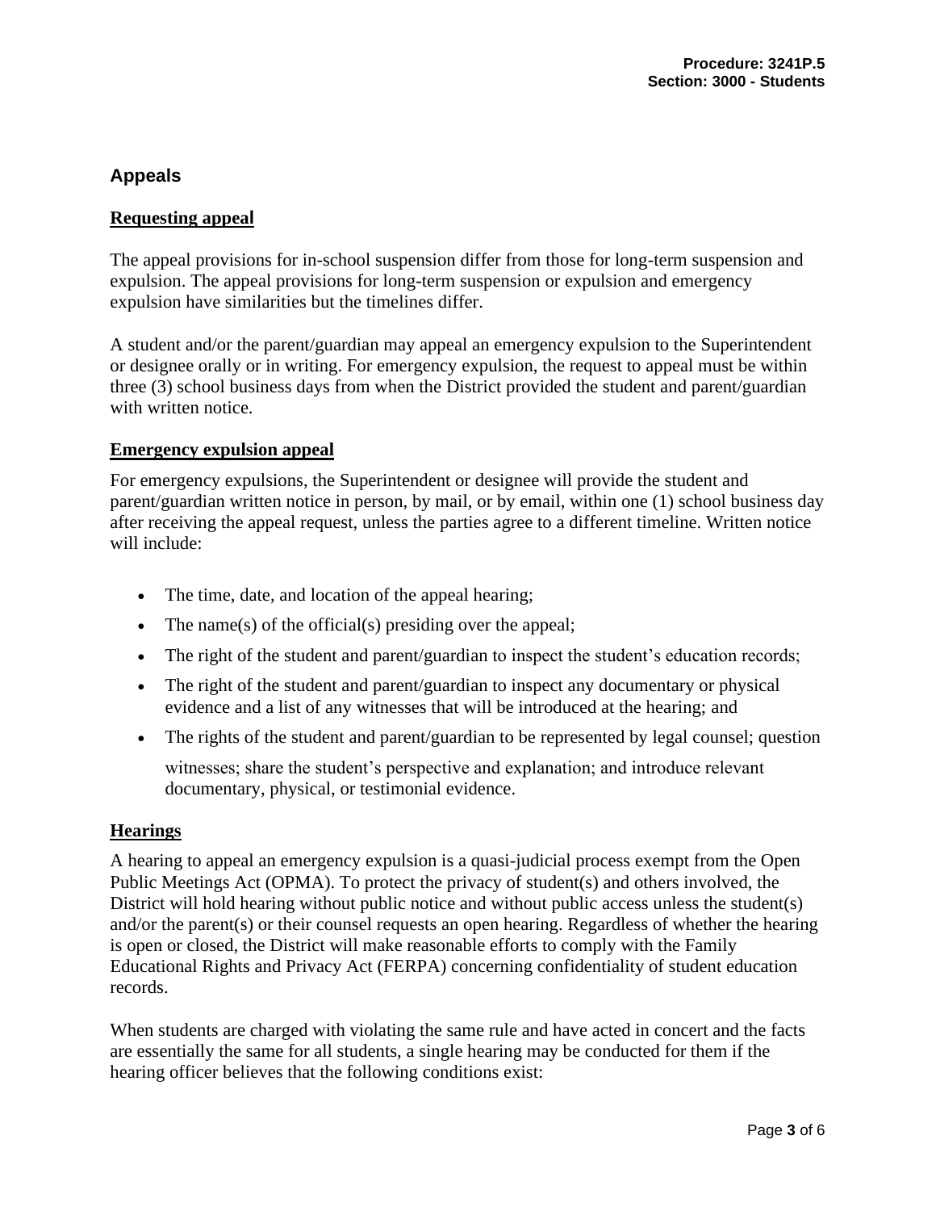## Appeals

### Requesting appeal

The appeal provisions for in-school suspension differ from those for long-term suspension and expulsion. The appeal provisions for long-term suspension or expulsion and emergency expulsion have similarities but the timelines differ.

A student and/or the parent/guardian may appeal an emergency expulsion to the Superintendent or designee orally or in writing. For emergency expulsion, the request to appeal must be within three (3) school business days from when the District provided the student and parent/guardian with written notice.

### Emergency expulsion appeal

For emergency expulsions, the Superintendent or designee will provide the student and parent/guardian written notice in person, by mail, or by email, within one (1) school business day after receiving the appeal request, unless the parties agree to a different timeline. Written notice will include:

- The time, date, and location of the appeal hearing;
- The name(s) of the official(s) presiding over the appeal;
- The right of the student and parent/guardian to inspect the student's education records;
- The right of the student and parent/guardian to inspect any documentary or physical evidence and a list of any witnesses that will be introduced at the hearing; and
- The rights of the student and parent/guardian to be represented by legal counsel; question witnesses; share the student's perspective and explanation; and introduce relevant documentary, physical, or testimonial evidence.

### Hearings

A hearing to appeal an emergency expulsion is a quasi-judicial process exempt from the Open Public Meetings Act (OPMA). To protect the privacy of student(s) and others involved, the District will hold hearing without public notice and without public access unless the student(s) and/or the parent(s) or their counsel requests an open hearing. Regardless of whether the hearing is open or closed, the District will make reasonable efforts to comply with the Family Educational Rights and Privacy Act (FERPA) concerning confidentiality of student education records.

When students are charged with violating the same rule and have acted in concert and the facts are essentially the same for all students, a single hearing may be conducted for them if the hearing officer believes that the following conditions exist: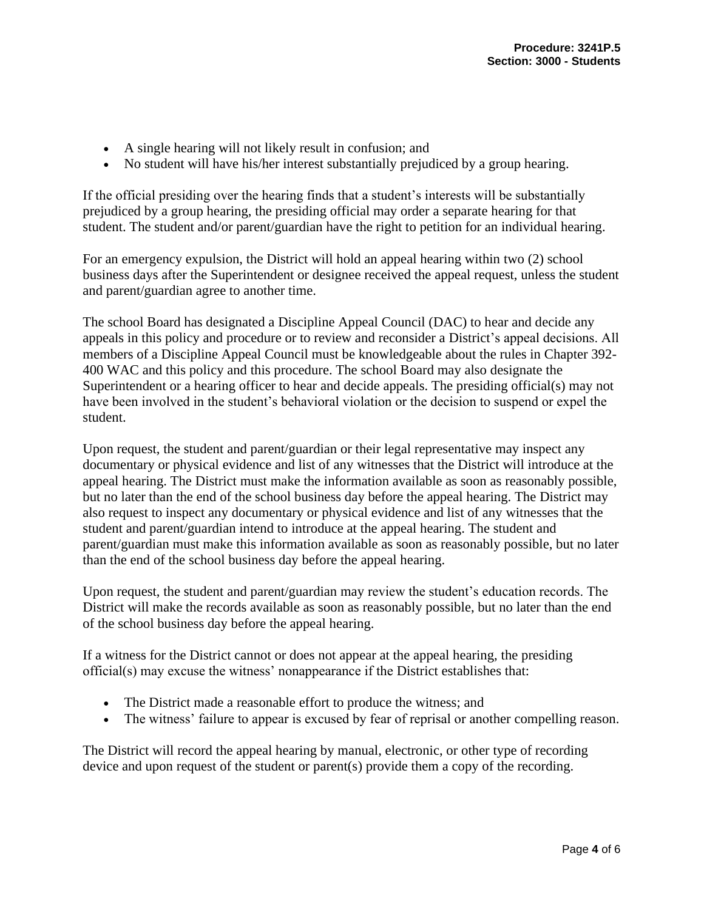- A single hearing will not likely result in confusion; and
- No student will have his/her interest substantially prejudiced by a group hearing.

If the official presiding over the hearing finds that a student's interests will be substantially prejudiced by a group hearing, the presiding official may order a separate hearing for that student. The student and/or parent/guardian have the right to petition for an individual hearing.

For an emergency expulsion, the District will hold an appeal hearing within two (2) school business days after the Superintendent or designee received the appeal request, unless the student and parent/guardian agree to another time.

The school Board has designated a Discipline Appeal Council (DAC) to hear and decide any appeals in this policy and procedure or to review and reconsider a District's appeal decisions. All members of a Discipline Appeal Council must be knowledgeable about the rules in Chapter 392-400 WAC and this policy and this procedure. The school Board may also designate the Superintendent or a hearing officer to hear and decide appeals. The presiding official(s) may not have been involved in the student's behavioral violation or the decision to suspend or expel the student.

Upon request, the student and parent/guardian or their legal representative may inspect any documentary or physical evidence and list of any witnesses that the District will introduce at the appeal hearing. The District must make the information available as soon as reasonably possible, but no later than the end of the school business day before the appeal hearing. The District may also request to inspect any documentary or physical evidence and list of any witnesses that the student and parent/guardian intend to introduce at the appeal hearing. The student and parent/guardian must make this information available as soon as reasonably possible, but no later than the end of the school business day before the appeal hearing.

Upon request, the student and parent/guardian may review the student's education records. The District will make the records available as soon as reasonably possible, but no later than the end of the school business day before the appeal hearing.

If a witness for the District cannot or does not appear at the appeal hearing, the presiding official(s) may excuse the witness' nonappearance if the District establishes that:

- The District made a reasonable effort to produce the witness; and
- The witness' failure to appear is excused by fear of reprisal or another compelling reason.

The District will record the appeal hearing by manual, electronic, or other type of recording device and upon request of the student or parent(s) provide them a copy of the recording.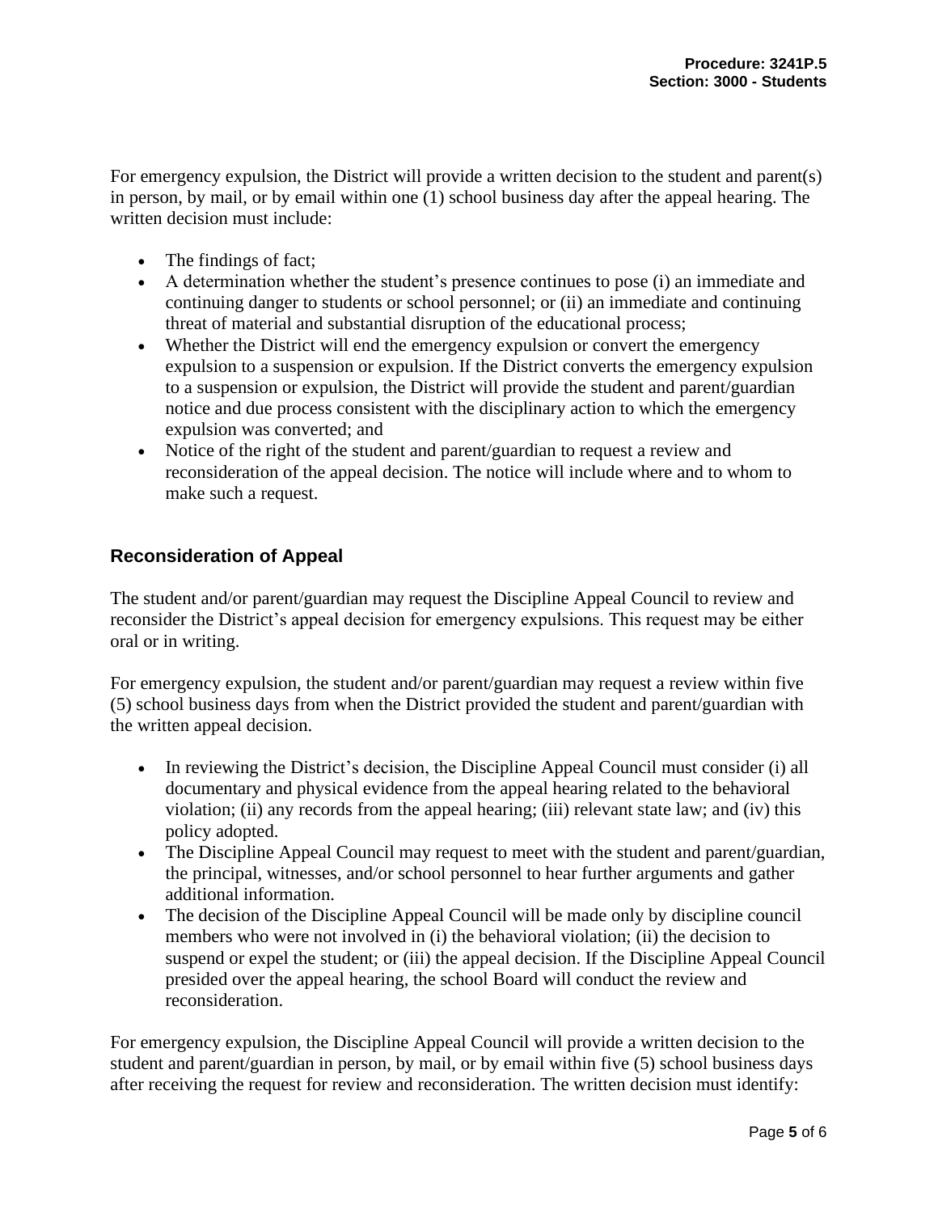For emergency expulsion, the District will provide a written decision to the student and parent(s) in person, by mail, or by email within one (1) school business day after the appeal hearing. The written decision must include:

- The findings of fact;
- A determination whether the student's presence continues to pose (i) an immediate and continuing danger to students or school personnel; or (ii) an immediate and continuing threat of material and substantial disruption of the educational process;
- Whether the District will end the emergency expulsion or convert the emergency expulsion to a suspension or expulsion. If the District converts the emergency expulsion to a suspension or expulsion, the District will provide the student and parent/guardian notice and due process consistent with the disciplinary action to which the emergency expulsion was converted; and
- Notice of the right of the student and parent/guardian to request a review and reconsideration of the appeal decision. The notice will include where and to whom to make such a request.

## Reconsideration of Appeal

The student and/or parent/guardian may request the Discipline Appeal Council to review and reconsider the District's appeal decision for emergency expulsions. This request may be either oral or in writing.

For emergency expulsion, the student and/or parent/guardian may request a review within five (5) school business days from when the District provided the student and parent/guardian with the written appeal decision.

- In reviewing the District's decision, the Discipline Appeal Council must consider (i) all documentary and physical evidence from the appeal hearing related to the behavioral violation; (ii) any records from the appeal hearing; (iii) relevant state law; and (iv) this policy adopted.
- The Discipline Appeal Council may request to meet with the student and parent/guardian, the principal, witnesses, and/or school personnel to hear further arguments and gather additional information.
- The decision of the Discipline Appeal Council will be made only by discipline council members who were not involved in (i) the behavioral violation; (ii) the decision to suspend or expel the student; or (iii) the appeal decision. If the Discipline Appeal Council presided over the appeal hearing, the school Board will conduct the review and reconsideration.

For emergency expulsion, the Discipline Appeal Council will provide a written decision to the student and parent/guardian in person, by mail, or by email within five (5) school business days after receiving the request for review and reconsideration. The written decision must identify: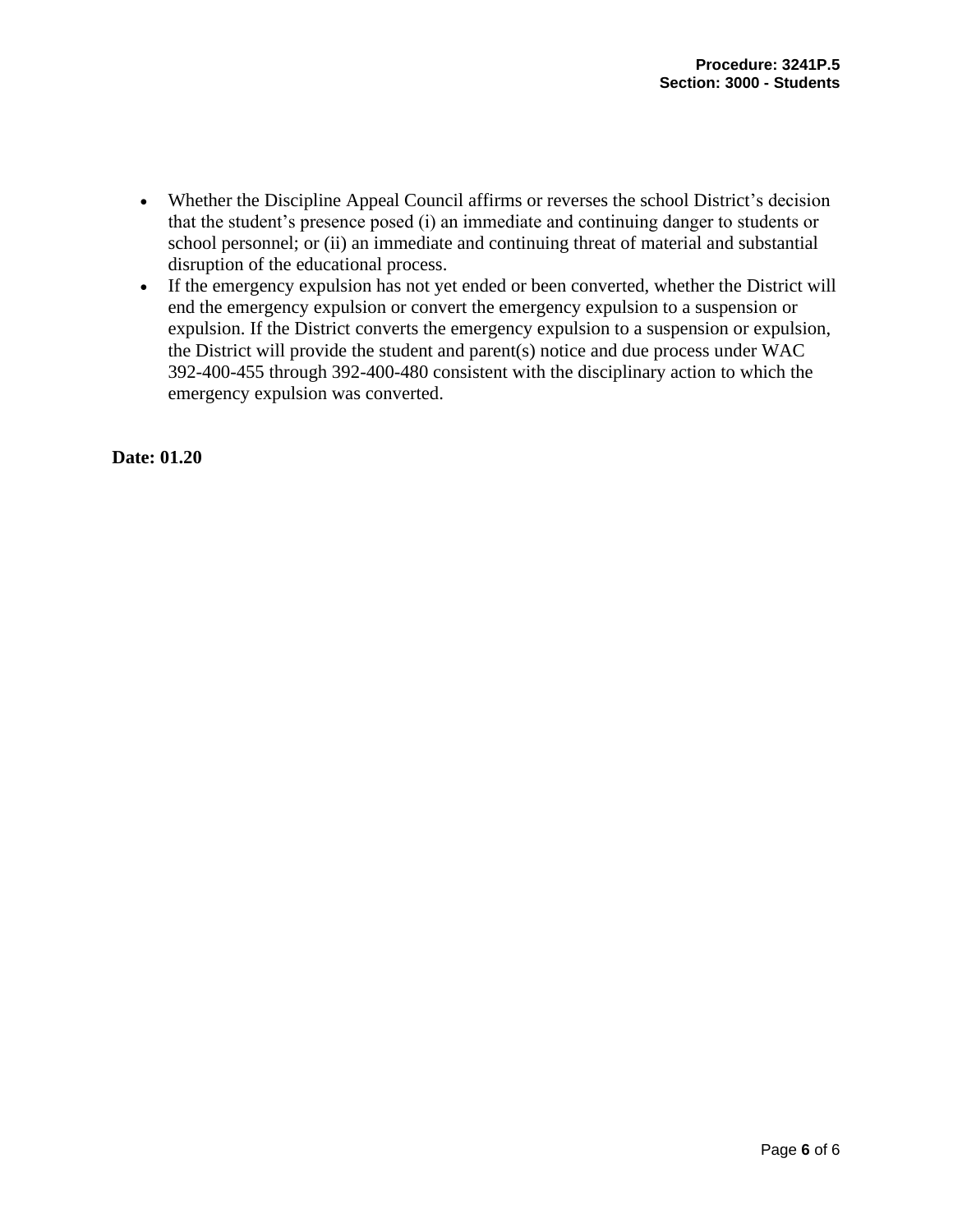- Whether the Discipline Appeal Council affirms or reverses the school District's decision that the student's presence posed (i) an immediate and continuing danger to students or school personnel; or (ii) an immediate and continuing threat of material and substantial disruption of the educational process.
- If the emergency expulsion has not yet ended or been converted, whether the District will end the emergency expulsion or convert the emergency expulsion to a suspension or expulsion. If the District converts the emergency expulsion to a suspension or expulsion, the District will provide the student and parent(s) notice and due process under WAC 392-400-455 through 392-400-480 consistent with the disciplinary action to which the emergency expulsion was converted.

**Date: 01.20**